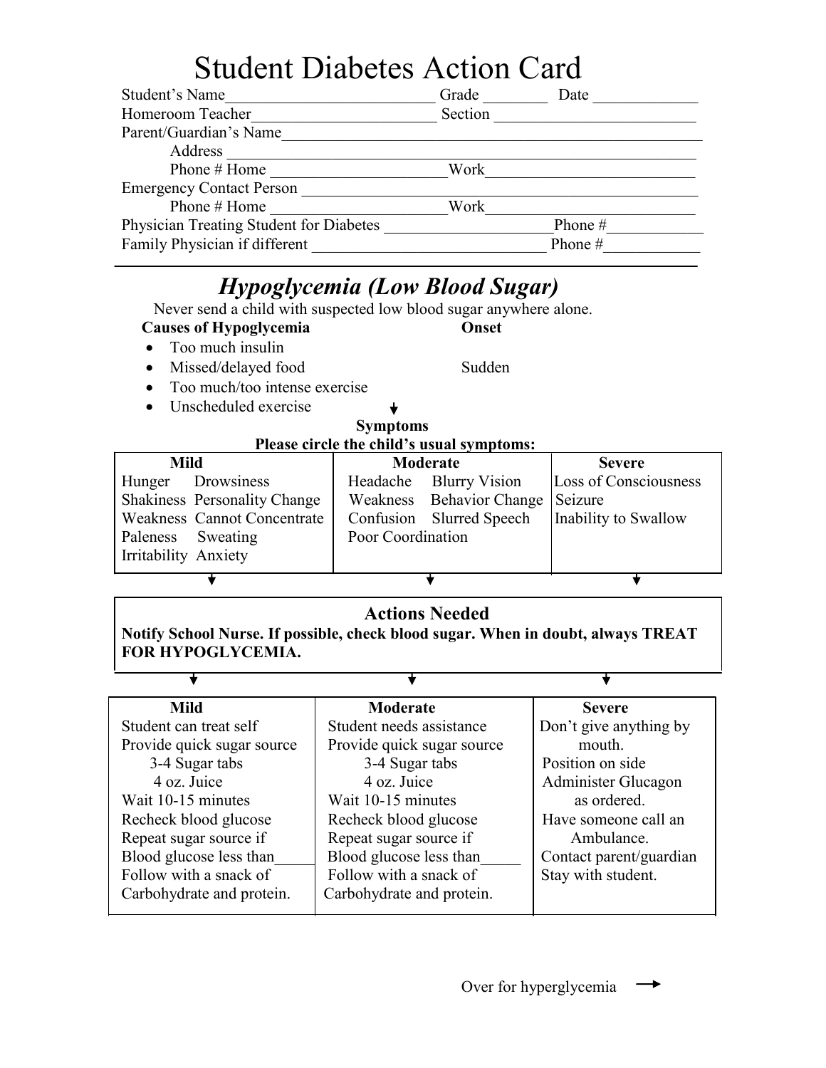# Student Diabetes Action Card

Student's Name__________________________ Grade ________ Date _____________

Homeroom Teacher_______________________ Section __________________________

Parent/Guardian's Name_____________________________________________________

Address _______________________________________________________________

Phone # Home _____________________Work__________________________

Emergency Contact Person ___________________________________________________

Phone # Home _____________________Work__________________________

Physician Treating Student for Diabetes ____________________Phone #____________

Family Physician if different _____________________________ Phone #____________

---

## *Hypoglycemia (Low Blood Sugar)*

Never send a child with suspected low blood sugar anywhere alone.

**Causes of Hypoglycemia**

- Too much insulin
- Missed/delayed food
- Too much/too intense exercise
- Unscheduled exercise

**Onset**

Sudden

**Symptoms**

**Please circle the child's usual symptoms:**

| Mild | Moderate | Severe |
|---|---|---|
| Hunger Drowsiness<br>Shakiness Personality Change<br>Weakness Cannot Concentrate<br>Paleness Sweating<br>Irritability Anxiety | Headache Blurry Vision<br>Weakness Behavior Change<br>Confusion Slurred Speech<br>Poor Coordination | Loss of Consciousness<br>Seizure<br>Inability to Swallow |

**Actions Needed**

**Notify School Nurse. If possible, check blood sugar. When in doubt, always TREAT FOR HYPOGLYCEMIA.**

| Mild | Moderate | Severe |
|---|---|---|
| Student can treat self<br>Provide quick sugar source<br>3-4 Sugar tabs<br>4 oz. Juice<br>Wait 10-15 minutes<br>Recheck blood glucose<br>Repeat sugar source if<br>Blood glucose less than_____<br>Follow with a snack of<br>Carbohydrate and protein. | Student needs assistance<br>Provide quick sugar source<br>3-4 Sugar tabs<br>4 oz. Juice<br>Wait 10-15 minutes<br>Recheck blood glucose<br>Repeat sugar source if<br>Blood glucose less than_____<br>Follow with a snack of<br>Carbohydrate and protein. | Don't give anything by mouth.<br>Position on side<br>Administer Glucagon as ordered.<br>Have someone call an Ambulance.<br>Contact parent/guardian<br>Stay with student. |

Over for hyperglycemia →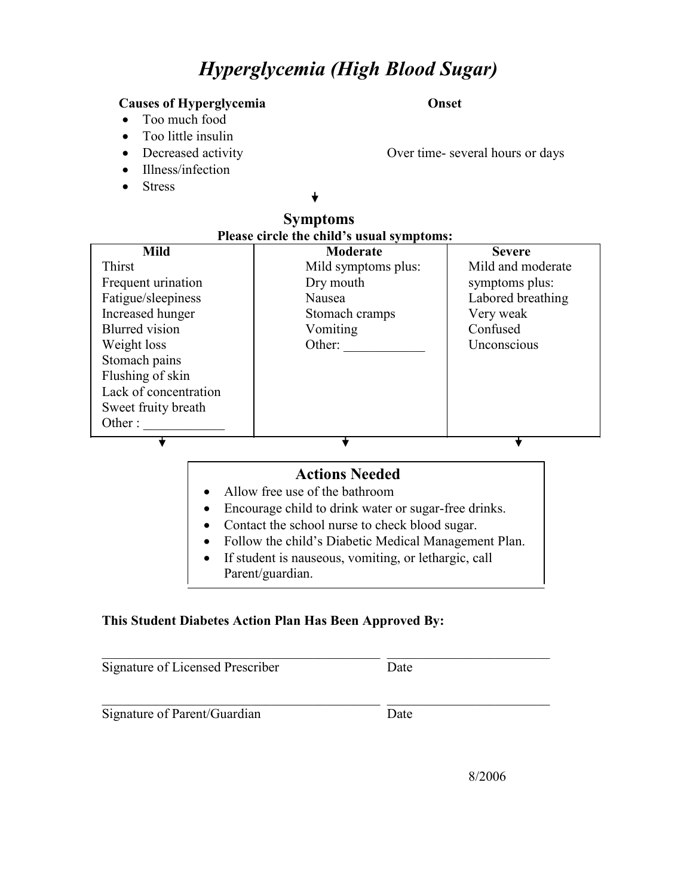# *Hyperglycemia (High Blood Sugar)*

**Causes of Hyperglycemia**

- Too much food
- Too little insulin
- Decreased activity
- Illness/infection
- Stress

**Onset**

Over time- several hours or days

## Symptoms

**Please circle the child's usual symptoms:**

| Mild | Moderate | Severe |
|---|---|---|
| Thirst<br>Frequent urination<br>Fatigue/sleepiness<br>Increased hunger<br>Blurred vision<br>Weight loss<br>Stomach pains<br>Flushing of skin<br>Lack of concentration<br>Sweet fruity breath<br>Other : ____________ | Mild symptoms plus:<br>Dry mouth<br>Nausea<br>Stomach cramps<br>Vomiting<br>Other: ____________ | Mild and moderate symptoms plus:<br>Labored breathing<br>Very weak<br>Confused<br>Unconscious |

## Actions Needed

- Allow free use of the bathroom
- Encourage child to drink water or sugar-free drinks.
- Contact the school nurse to check blood sugar.
- Follow the child's Diabetic Medical Management Plan.
- If student is nauseous, vomiting, or lethargic, call Parent/guardian.

**This Student Diabetes Action Plan Has Been Approved By:**

_________________________________________ ________________________

Signature of Licensed Prescriber Date

_________________________________________ ________________________

Signature of Parent/Guardian Date

8/2006